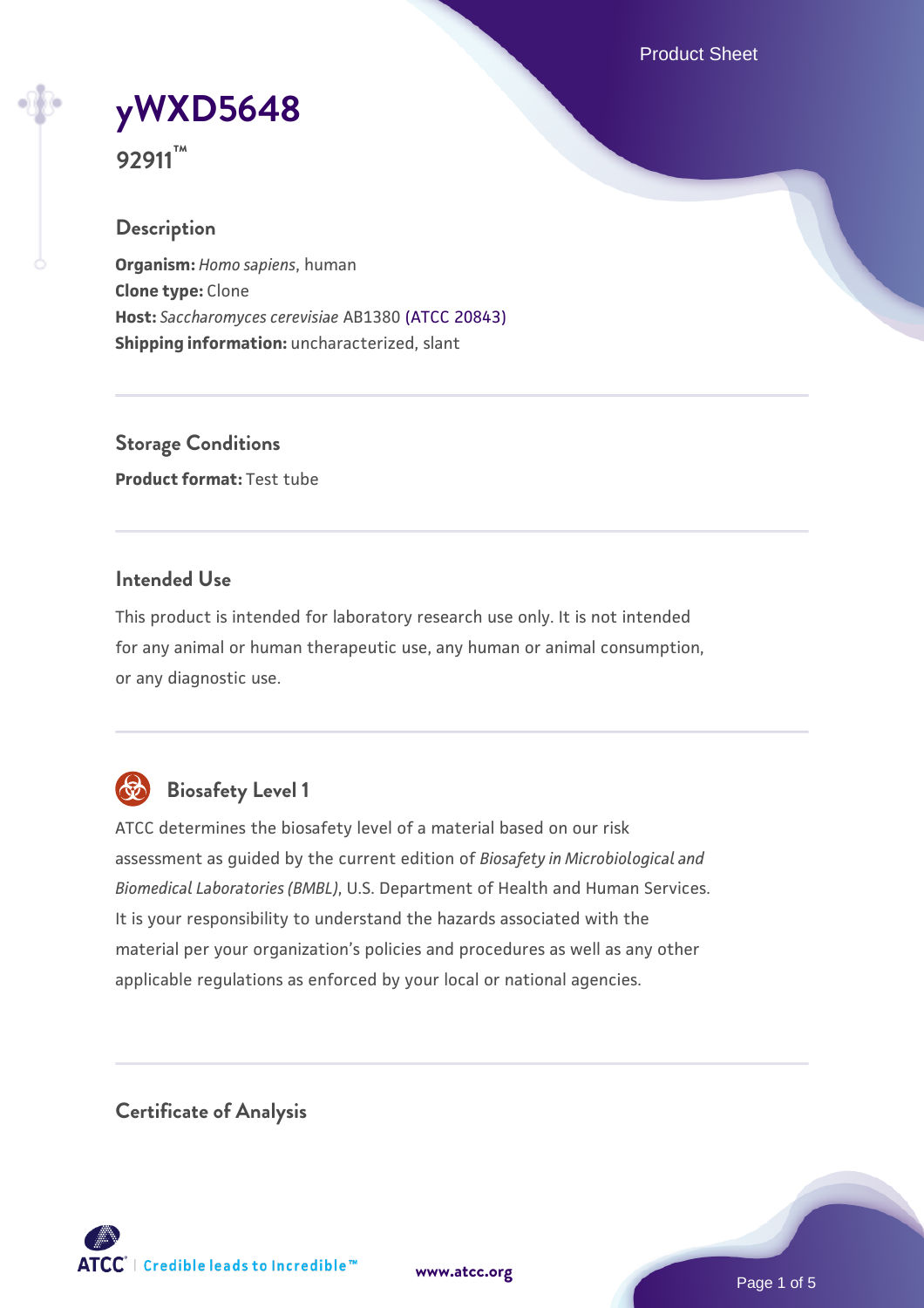# yWXD5648

**92911™**

## Description

**Organism:** *Homo sapiens*, human
**Clone type:** Clone
**Host:** *Saccharomyces cerevisiae* AB1380 (ATCC 20843)
**Shipping information:** uncharacterized, slant

## Storage Conditions

**Product format:** Test tube

## Intended Use

This product is intended for laboratory research use only. It is not intended for any animal or human therapeutic use, any human or animal consumption, or any diagnostic use.

## Biosafety Level 1

ATCC determines the biosafety level of a material based on our risk assessment as guided by the current edition of *Biosafety in Microbiological and Biomedical Laboratories (BMBL)*, U.S. Department of Health and Human Services. It is your responsibility to understand the hazards associated with the material per your organization's policies and procedures as well as any other applicable regulations as enforced by your local or national agencies.

## Certificate of Analysis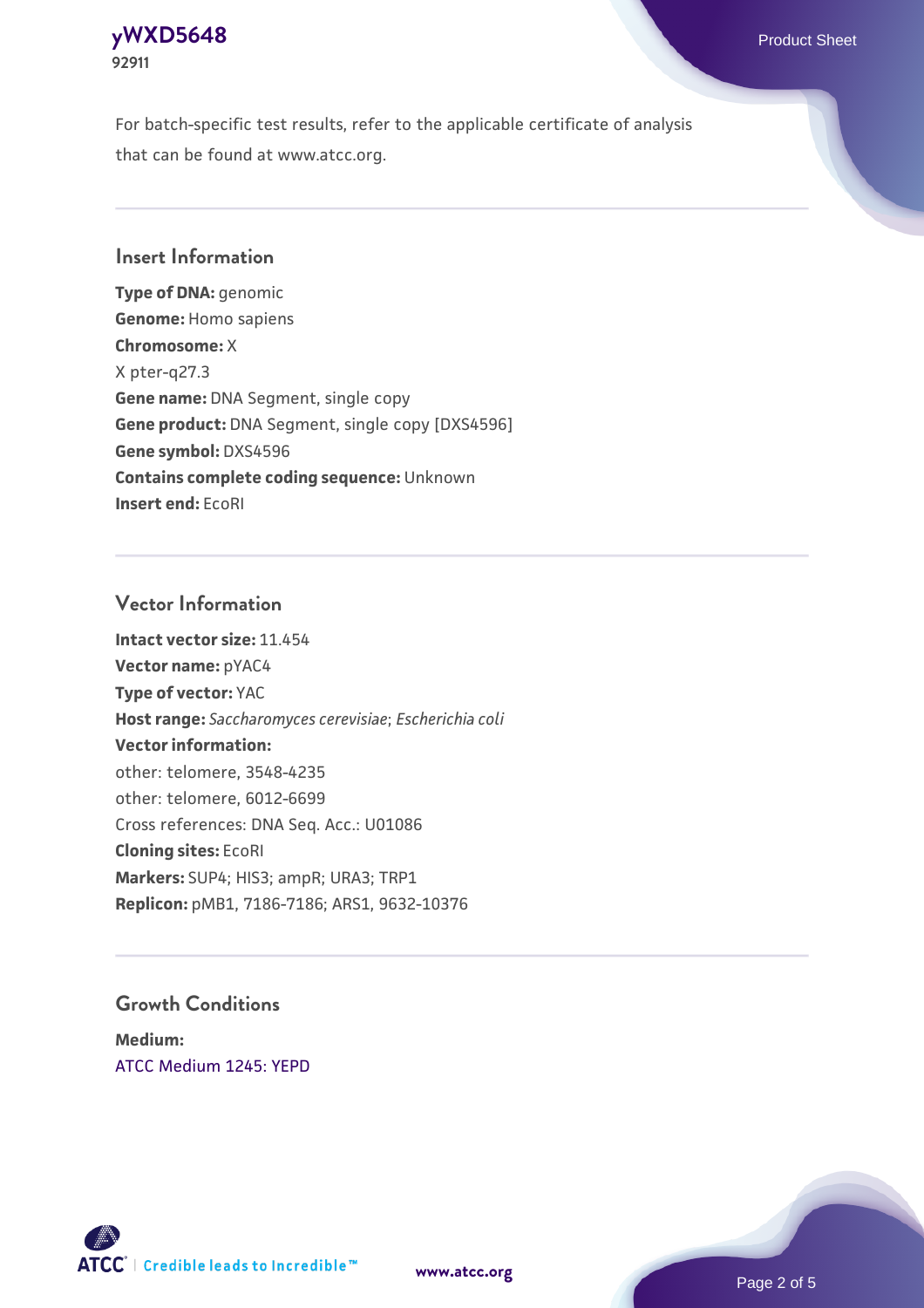For batch-specific test results, refer to the applicable certificate of analysis that can be found at www.atcc.org.

## Insert Information

**Type of DNA:** genomic
**Genome:** Homo sapiens
**Chromosome:** X
X pter-q27.3
**Gene name:** DNA Segment, single copy
**Gene product:** DNA Segment, single copy [DXS4596]
**Gene symbol:** DXS4596
**Contains complete coding sequence:** Unknown
**Insert end:** EcoRI

## Vector Information

**Intact vector size:** 11.454
**Vector name:** pYAC4
**Type of vector:** YAC
**Host range:** *Saccharomyces cerevisiae*; *Escherichia coli*
**Vector information:**
other: telomere, 3548-4235
other: telomere, 6012-6699
Cross references: DNA Seq. Acc.: U01086
**Cloning sites:** EcoRI
**Markers:** SUP4; HIS3; ampR; URA3; TRP1
**Replicon:** pMB1, 7186-7186; ARS1, 9632-10376

## Growth Conditions

**Medium:**
ATCC Medium 1245: YEPD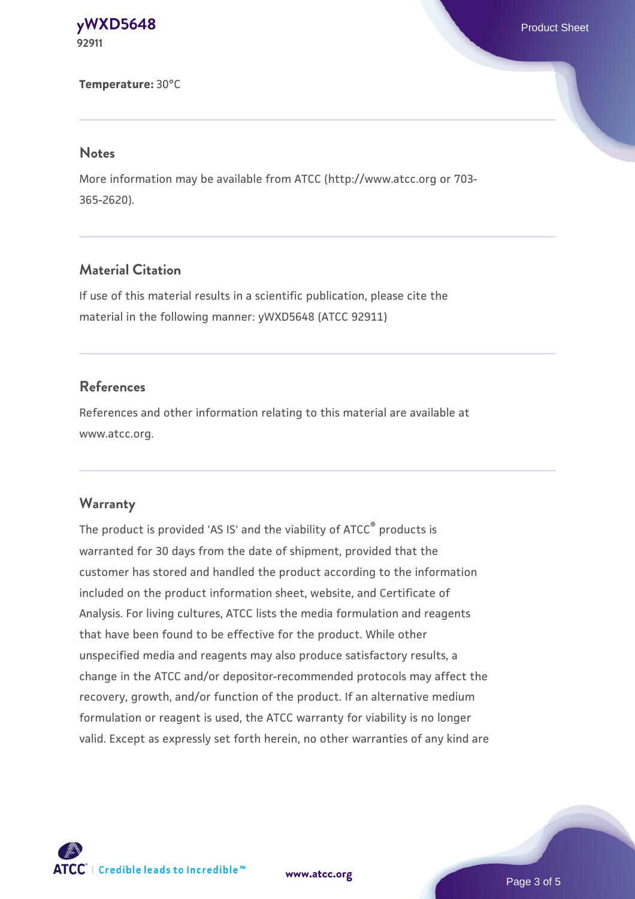**Temperature:** 30°C

## Notes

More information may be available from ATCC (http://www.atcc.org or 703-365-2620).

## Material Citation

If use of this material results in a scientific publication, please cite the material in the following manner: yWXD5648 (ATCC 92911)

## References

References and other information relating to this material are available at www.atcc.org.

## Warranty

The product is provided 'AS IS' and the viability of ATCC® products is warranted for 30 days from the date of shipment, provided that the customer has stored and handled the product according to the information included on the product information sheet, website, and Certificate of Analysis. For living cultures, ATCC lists the media formulation and reagents that have been found to be effective for the product. While other unspecified media and reagents may also produce satisfactory results, a change in the ATCC and/or depositor-recommended protocols may affect the recovery, growth, and/or function of the product. If an alternative medium formulation or reagent is used, the ATCC warranty for viability is no longer valid. Except as expressly set forth herein, no other warranties of any kind are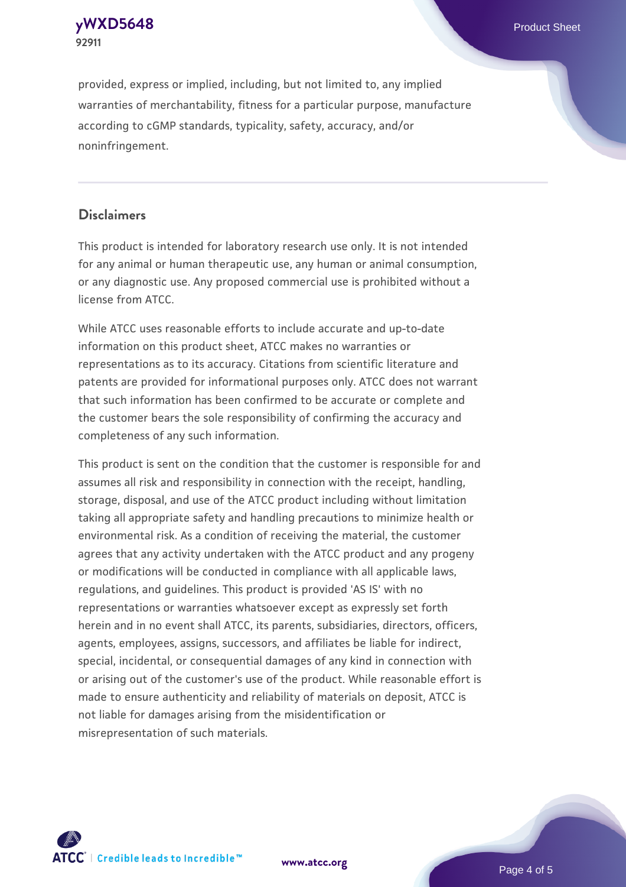provided, express or implied, including, but not limited to, any implied warranties of merchantability, fitness for a particular purpose, manufacture according to cGMP standards, typicality, safety, accuracy, and/or noninfringement.

## Disclaimers

This product is intended for laboratory research use only. It is not intended for any animal or human therapeutic use, any human or animal consumption, or any diagnostic use. Any proposed commercial use is prohibited without a license from ATCC.

While ATCC uses reasonable efforts to include accurate and up-to-date information on this product sheet, ATCC makes no warranties or representations as to its accuracy. Citations from scientific literature and patents are provided for informational purposes only. ATCC does not warrant that such information has been confirmed to be accurate or complete and the customer bears the sole responsibility of confirming the accuracy and completeness of any such information.

This product is sent on the condition that the customer is responsible for and assumes all risk and responsibility in connection with the receipt, handling, storage, disposal, and use of the ATCC product including without limitation taking all appropriate safety and handling precautions to minimize health or environmental risk. As a condition of receiving the material, the customer agrees that any activity undertaken with the ATCC product and any progeny or modifications will be conducted in compliance with all applicable laws, regulations, and guidelines. This product is provided 'AS IS' with no representations or warranties whatsoever except as expressly set forth herein and in no event shall ATCC, its parents, subsidiaries, directors, officers, agents, employees, assigns, successors, and affiliates be liable for indirect, special, incidental, or consequential damages of any kind in connection with or arising out of the customer's use of the product. While reasonable effort is made to ensure authenticity and reliability of materials on deposit, ATCC is not liable for damages arising from the misidentification or misrepresentation of such materials.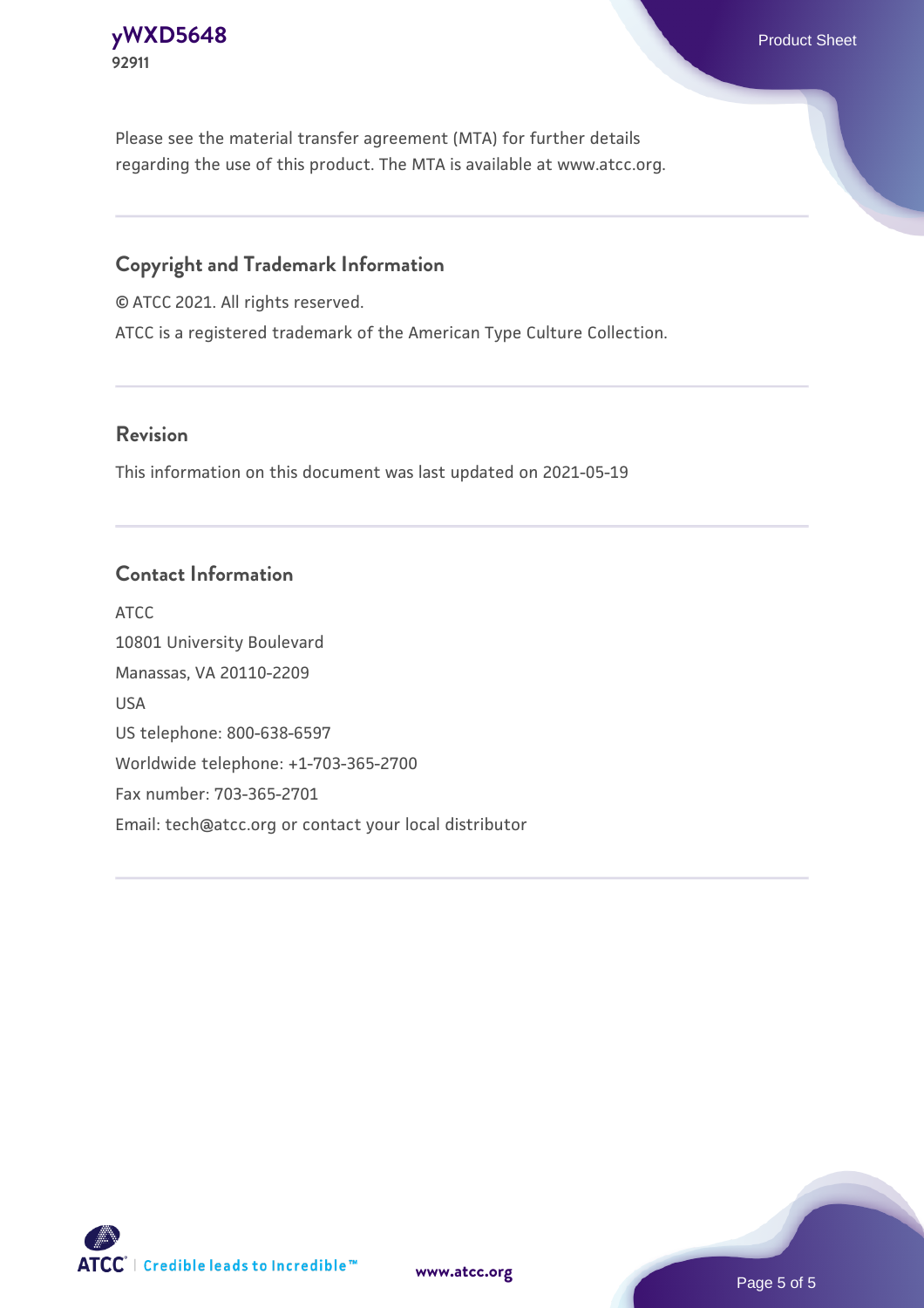Please see the material transfer agreement (MTA) for further details regarding the use of this product. The MTA is available at www.atcc.org.

## Copyright and Trademark Information

© ATCC 2021. All rights reserved.

ATCC is a registered trademark of the American Type Culture Collection.

## Revision

This information on this document was last updated on 2021-05-19

## Contact Information

ATCC
10801 University Boulevard
Manassas, VA 20110-2209
USA
US telephone: 800-638-6597
Worldwide telephone: +1-703-365-2700
Fax number: 703-365-2701
Email: tech@atcc.org or contact your local distributor